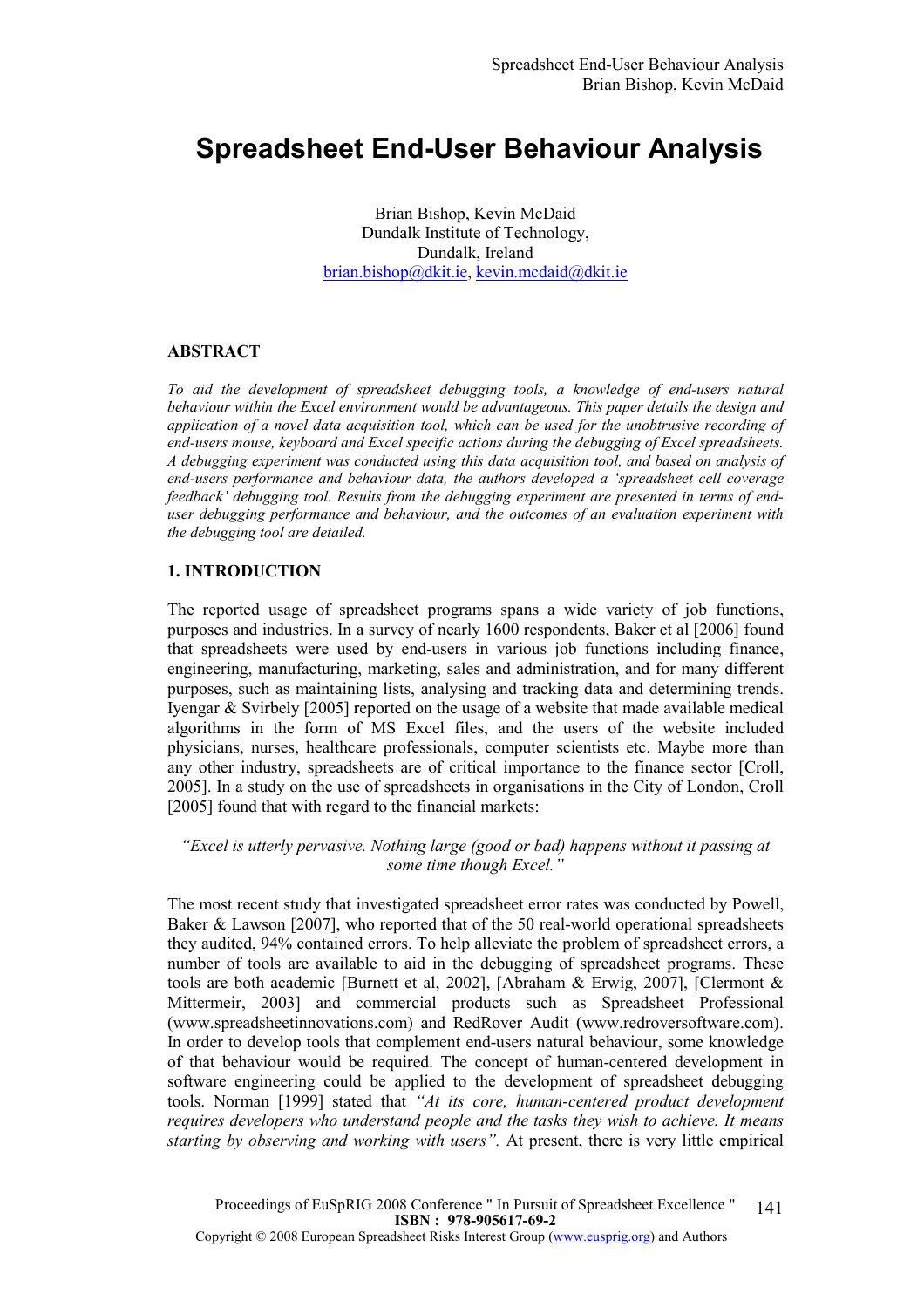// Spreadsheet End-User Behaviour Analysis

# Spreadsheet End-User Behaviour Analysis

Brian Bishop, Kevin McDaid
Dundalk Institute of Technology,
Dundalk, Ireland
brian.bishop@dkit.ie, kevin.mcdaid@dkit.ie

## ABSTRACT

*To aid the development of spreadsheet debugging tools, a knowledge of end-users natural behaviour within the Excel environment would be advantageous. This paper details the design and application of a novel data acquisition tool, which can be used for the unobtrusive recording of end-users mouse, keyboard and Excel specific actions during the debugging of Excel spreadsheets. A debugging experiment was conducted using this data acquisition tool, and based on analysis of end-users performance and behaviour data, the authors developed a 'spreadsheet cell coverage feedback' debugging tool. Results from the debugging experiment are presented in terms of end-user debugging performance and behaviour, and the outcomes of an evaluation experiment with the debugging tool are detailed.*

## 1. INTRODUCTION

The reported usage of spreadsheet programs spans a wide variety of job functions, purposes and industries. In a survey of nearly 1600 respondents, Baker et al [2006] found that spreadsheets were used by end-users in various job functions including finance, engineering, manufacturing, marketing, sales and administration, and for many different purposes, such as maintaining lists, analysing and tracking data and determining trends. Iyengar & Svirbely [2005] reported on the usage of a website that made available medical algorithms in the form of MS Excel files, and the users of the website included physicians, nurses, healthcare professionals, computer scientists etc. Maybe more than any other industry, spreadsheets are of critical importance to the finance sector [Croll, 2005]. In a study on the use of spreadsheets in organisations in the City of London, Croll [2005] found that with regard to the financial markets:

*"Excel is utterly pervasive. Nothing large (good or bad) happens without it passing at some time though Excel."*

The most recent study that investigated spreadsheet error rates was conducted by Powell, Baker & Lawson [2007], who reported that of the 50 real-world operational spreadsheets they audited, 94% contained errors. To help alleviate the problem of spreadsheet errors, a number of tools are available to aid in the debugging of spreadsheet programs. These tools are both academic [Burnett et al, 2002], [Abraham & Erwig, 2007], [Clermont & Mittermeir, 2003] and commercial products such as Spreadsheet Professional (www.spreadsheetinnovations.com) and RedRover Audit (www.redroversoftware.com). In order to develop tools that complement end-users natural behaviour, some knowledge of that behaviour would be required. The concept of human-centered development in software engineering could be applied to the development of spreadsheet debugging tools. Norman [1999] stated that *"At its core, human-centered product development requires developers who understand people and the tasks they wish to achieve. It means starting by observing and working with users"*. At present, there is very little empirical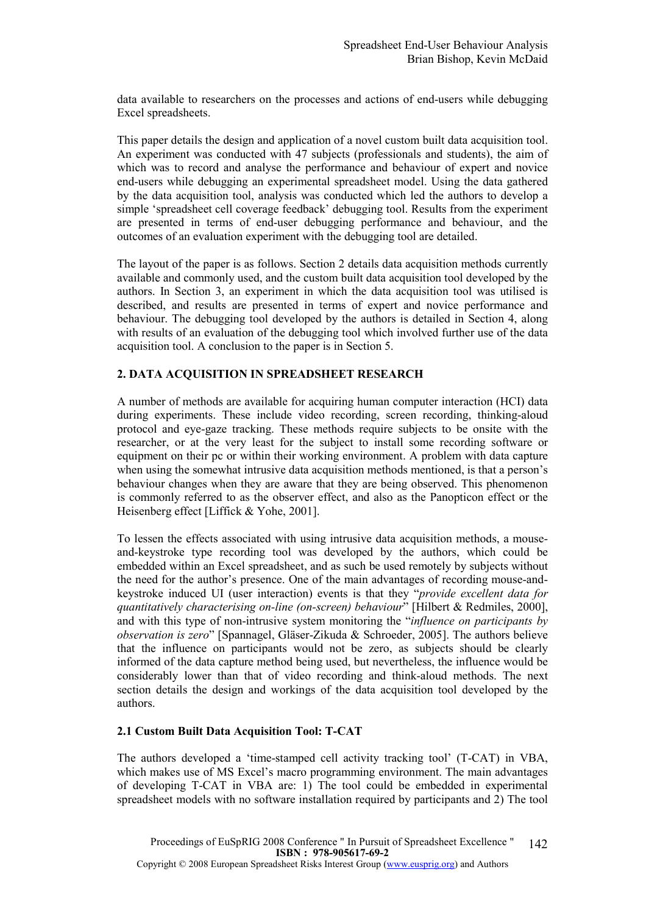data available to researchers on the processes and actions of end-users while debugging Excel spreadsheets.

This paper details the design and application of a novel custom built data acquisition tool. An experiment was conducted with 47 subjects (professionals and students), the aim of which was to record and analyse the performance and behaviour of expert and novice end-users while debugging an experimental spreadsheet model. Using the data gathered by the data acquisition tool, analysis was conducted which led the authors to develop a simple 'spreadsheet cell coverage feedback' debugging tool. Results from the experiment are presented in terms of end-user debugging performance and behaviour, and the outcomes of an evaluation experiment with the debugging tool are detailed.

The layout of the paper is as follows. Section 2 details data acquisition methods currently available and commonly used, and the custom built data acquisition tool developed by the authors. In Section 3, an experiment in which the data acquisition tool was utilised is described, and results are presented in terms of expert and novice performance and behaviour. The debugging tool developed by the authors is detailed in Section 4, along with results of an evaluation of the debugging tool which involved further use of the data acquisition tool. A conclusion to the paper is in Section 5.

## 2. DATA ACQUISITION IN SPREADSHEET RESEARCH

A number of methods are available for acquiring human computer interaction (HCI) data during experiments. These include video recording, screen recording, thinking-aloud protocol and eye-gaze tracking. These methods require subjects to be onsite with the researcher, or at the very least for the subject to install some recording software or equipment on their pc or within their working environment. A problem with data capture when using the somewhat intrusive data acquisition methods mentioned, is that a person's behaviour changes when they are aware that they are being observed. This phenomenon is commonly referred to as the observer effect, and also as the Panopticon effect or the Heisenberg effect [Liffick & Yohe, 2001].

To lessen the effects associated with using intrusive data acquisition methods, a mouse-and-keystroke type recording tool was developed by the authors, which could be embedded within an Excel spreadsheet, and as such be used remotely by subjects without the need for the author's presence. One of the main advantages of recording mouse-and-keystroke induced UI (user interaction) events is that they "*provide excellent data for quantitatively characterising on-line (on-screen) behaviour*" [Hilbert & Redmiles, 2000], and with this type of non-intrusive system monitoring the "*influence on participants by observation is zero*" [Spannagel, Gläser-Zikuda & Schroeder, 2005]. The authors believe that the influence on participants would not be zero, as subjects should be clearly informed of the data capture method being used, but nevertheless, the influence would be considerably lower than that of video recording and think-aloud methods. The next section details the design and workings of the data acquisition tool developed by the authors.

### 2.1 Custom Built Data Acquisition Tool: T-CAT

The authors developed a 'time-stamped cell activity tracking tool' (T-CAT) in VBA, which makes use of MS Excel's macro programming environment. The main advantages of developing T-CAT in VBA are: 1) The tool could be embedded in experimental spreadsheet models with no software installation required by participants and 2) The tool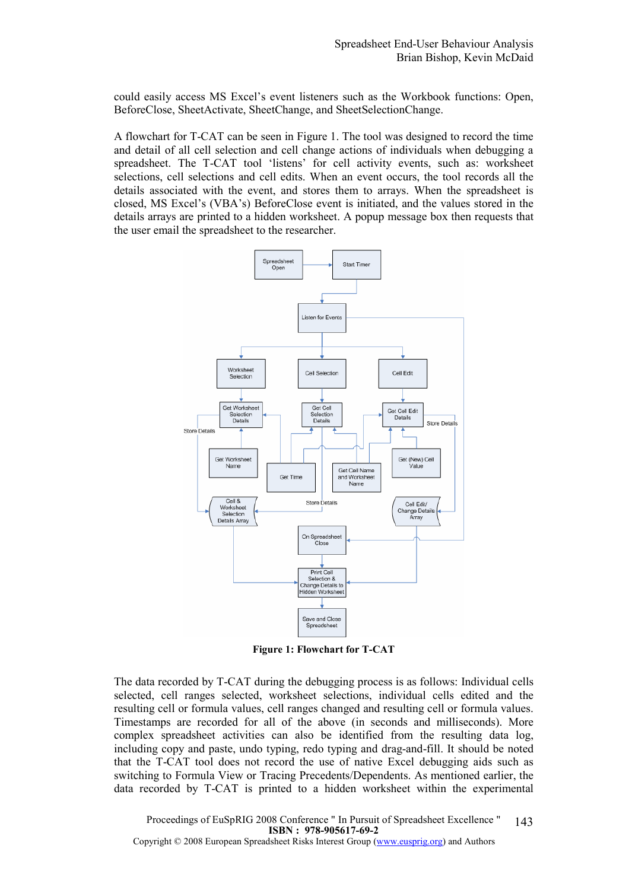could easily access MS Excel's event listeners such as the Workbook functions: Open, BeforeClose, SheetActivate, SheetChange, and SheetSelectionChange.

A flowchart for T-CAT can be seen in Figure 1. The tool was designed to record the time and detail of all cell selection and cell change actions of individuals when debugging a spreadsheet. The T-CAT tool 'listens' for cell activity events, such as: worksheet selections, cell selections and cell edits. When an event occurs, the tool records all the details associated with the event, and stores them to arrays. When the spreadsheet is closed, MS Excel's (VBA's) BeforeClose event is initiated, and the values stored in the details arrays are printed to a hidden worksheet. A popup message box then requests that the user email the spreadsheet to the researcher.

**Figure 1: Flowchart for T-CAT**

The data recorded by T-CAT during the debugging process is as follows: Individual cells selected, cell ranges selected, worksheet selections, individual cells edited and the resulting cell or formula values, cell ranges changed and resulting cell or formula values. Timestamps are recorded for all of the above (in seconds and milliseconds). More complex spreadsheet activities can also be identified from the resulting data log, including copy and paste, undo typing, redo typing and drag-and-fill. It should be noted that the T-CAT tool does not record the use of native Excel debugging aids such as switching to Formula View or Tracing Precedents/Dependents. As mentioned earlier, the data recorded by T-CAT is printed to a hidden worksheet within the experimental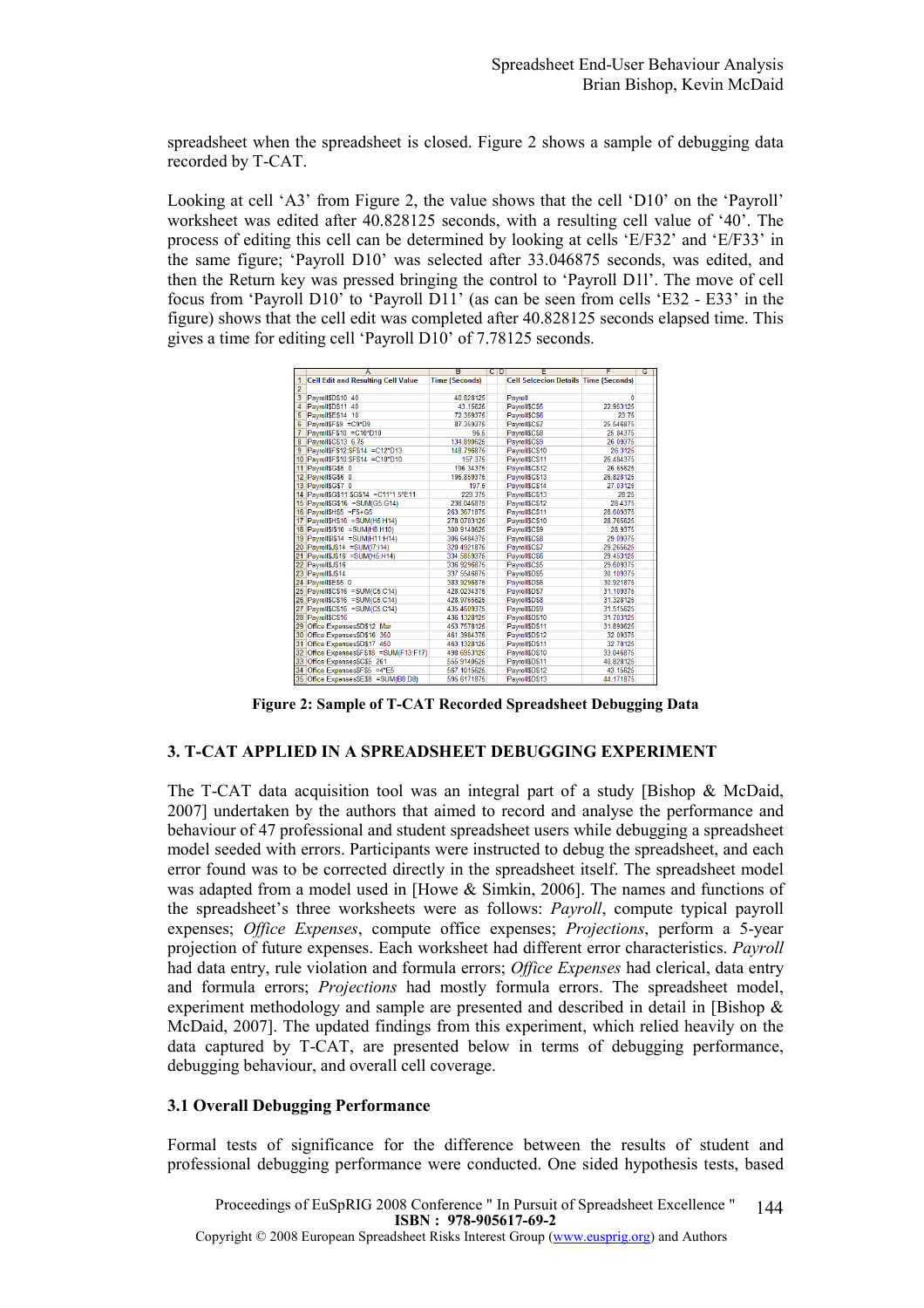spreadsheet when the spreadsheet is closed. Figure 2 shows a sample of debugging data recorded by T-CAT.

Looking at cell 'A3' from Figure 2, the value shows that the cell 'D10' on the 'Payroll' worksheet was edited after 40.828125 seconds, with a resulting cell value of '40'. The process of editing this cell can be determined by looking at cells 'E/F32' and 'E/F33' in the same figure; 'Payroll D10' was selected after 33.046875 seconds, was edited, and then the Return key was pressed bringing the control to 'Payroll D1l'. The move of cell focus from 'Payroll D10' to 'Payroll D11' (as can be seen from cells 'E32 - E33' in the figure) shows that the cell edit was completed after 40.828125 seconds elapsed time. This gives a time for editing cell 'Payroll D10' of 7.78125 seconds.

| | A | B | C | D | E | F | G |
|---|---|---|---|---|---|---|---|
| 1 | Cell Edit and Resulting Cell Value | Time (Seconds) | | | Cell Selcecion Details | Time (Seconds) | |
| 2 | | | | | | | |
| 3 | Payroll!$D$10 40 | 40.828125 | | | Payroll | 0 | |
| 4 | Payroll!$D$11 40 | 43.15625 | | | Payroll!$C$5 | 22.953125 | |
| 5 | Payroll!$E$14 10 | 72.359375 | | | Payroll!$C$6 | 23.75 | |
| 6 | Payroll!$F$9 =C9*D9 | 87.359375 | | | Payroll!$C$7 | 25.546875 | |
| 7 | Payroll!$F$10 =C10*D10 | 96.5 | | | Payroll!$C$8 | 25.84375 | |
| 8 | Payroll!$C$13 6.75 | 134.890625 | | | Payroll!$C$9 | 26.09375 | |
| 9 | Payroll!$F$12:$F$14 =C12*D13 | 148.796875 | | | Payroll!$C$10 | 26.3125 | |
| 10 | Payroll!$F$10:$F$14 =C10*D10 | 157.375 | | | Payroll!$C$11 | 26.484375 | |
| 11 | Payroll!$G$5 0 | 196.34375 | | | Payroll!$C$12 | 26.65625 | |
| 12 | Payroll!$G$6 0 | 196.859375 | | | Payroll!$C$13 | 26.828125 | |
| 13 | Payroll!$G$7 0 | 197.5 | | | Payroll!$C$14 | 27.03125 | |
| 14 | Payroll!$G$11:$G$14 =C11*1.5*E11 | 229.375 | | | Payroll!$C$13 | 28.25 | |
| 15 | Payroll!$G$16 =SUM(G5:G14) | 238.046875 | | | Payroll!$C$12 | 28.4375 | |
| 16 | Payroll!$H$5 =F5+G5 | 263.3671875 | | | Payroll!$C$11 | 28.609375 | |
| 17 | Payroll!$H$16 =SUM(H5:H14) | 278.0703125 | | | Payroll!$C$10 | 28.765625 | |
| 18 | Payroll!$I$10 =SUM(H8:H10) | 300.9140625 | | | Payroll!$C$9 | 28.9375 | |
| 19 | Payroll!$I$14 =SUM(H11:H14) | 306.6484375 | | | Payroll!$C$8 | 29.09375 | |
| 20 | Payroll!$J$14 =SUM(I7:I14) | 320.4921875 | | | Payroll!$C$7 | 29.265625 | |
| 21 | Payroll!$J$16 =SUM(H5:H14) | 334.5859375 | | | Payroll!$C$6 | 29.453125 | |
| 22 | Payroll!$J$16 | 336.9296875 | | | Payroll!$C$5 | 29.609375 | |
| 23 | Payroll!$J$14 | 337.5546875 | | | Payroll!$D$5 | 30.109375 | |
| 24 | Payroll!$E$5 0 | 383.9296875 | | | Payroll!$D$6 | 30.921875 | |
| 25 | Payroll!$C$16 =SUM(C6:C14) | 428.0234375 | | | Payroll!$D$7 | 31.109375 | |
| 26 | Payroll!$C$16 =SUM(C5:C14) | 428.9765625 | | | Payroll!$D$8 | 31.328125 | |
| 27 | Payroll!$C$16 =SUM(C5:C14) | 435.4609375 | | | Payroll!$D$9 | 31.515625 | |
| 28 | Payroll!$C$16 | 436.1328125 | | | Payroll!$D$10 | 31.703125 | |
| 29 | Office Expenses!$D$12 Mar | 453.7578125 | | | Payroll!$D$11 | 31.890625 | |
| 30 | Office Expenses!$D$16 350 | 461.3984375 | | | Payroll!$D$12 | 32.09375 | |
| 31 | Office Expenses!$D$17 450 | 463.1328125 | | | Payroll!$D$11 | 32.78125 | |
| 32 | Office Expenses!$F$18 =SUM(F13:F17) | 498.6953125 | | | Payroll!$D$10 | 33.046875 | |
| 33 | Office Expenses!$C$5 261 | 555.9140625 | | | Payroll!$D$11 | 40.828125 | |
| 34 | Office Expenses!$F$5 =4*E5 | 567.1015625 | | | Payroll!$D$12 | 43.15625 | |
| 35 | Office Expenses!$E$8 =SUM(B8:D8) | 595.6171875 | | | Payroll!$D$13 | 44.171875 | |

**Figure 2: Sample of T-CAT Recorded Spreadsheet Debugging Data**

## 3. T-CAT APPLIED IN A SPREADSHEET DEBUGGING EXPERIMENT

The T-CAT data acquisition tool was an integral part of a study [Bishop & McDaid, 2007] undertaken by the authors that aimed to record and analyse the performance and behaviour of 47 professional and student spreadsheet users while debugging a spreadsheet model seeded with errors. Participants were instructed to debug the spreadsheet, and each error found was to be corrected directly in the spreadsheet itself. The spreadsheet model was adapted from a model used in [Howe & Simkin, 2006]. The names and functions of the spreadsheet's three worksheets were as follows: *Payroll*, compute typical payroll expenses; *Office Expenses*, compute office expenses; *Projections*, perform a 5-year projection of future expenses. Each worksheet had different error characteristics. *Payroll* had data entry, rule violation and formula errors; *Office Expenses* had clerical, data entry and formula errors; *Projections* had mostly formula errors. The spreadsheet model, experiment methodology and sample are presented and described in detail in [Bishop & McDaid, 2007]. The updated findings from this experiment, which relied heavily on the data captured by T-CAT, are presented below in terms of debugging performance, debugging behaviour, and overall cell coverage.

### 3.1 Overall Debugging Performance

Formal tests of significance for the difference between the results of student and professional debugging performance were conducted. One sided hypothesis tests, based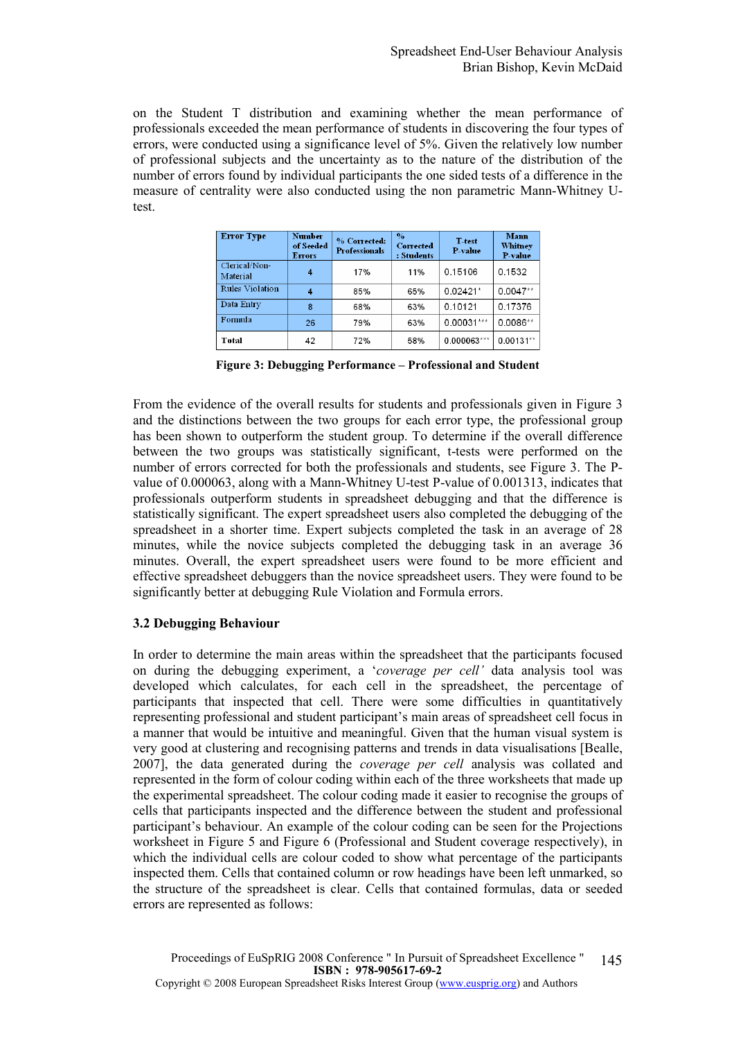on the Student T distribution and examining whether the mean performance of professionals exceeded the mean performance of students in discovering the four types of errors, were conducted using a significance level of 5%. Given the relatively low number of professional subjects and the uncertainty as to the nature of the distribution of the number of errors found by individual participants the one sided tests of a difference in the measure of centrality were also conducted using the non parametric Mann-Whitney U-test.

| Error Type | Number of Seeded Errors | % Corrected: Professionals | % Corrected : Students | T-test P-value | Mann Whitney P-value |
|---|---|---|---|---|---|
| Clerical/Non-Material | 4 | 17% | 11% | 0.15106 | 0.1532 |
| Rules Violation | 4 | 85% | 65% | 0.02421* | 0.0047** |
| Data Entry | 8 | 68% | 63% | 0.10121 | 0.17376 |
| Formula | 26 | 79% | 63% | 0.00031*** | 0.0086** |
| **Total** | 42 | 72% | 58% | 0.000063*** | 0.00131** |

**Figure 3: Debugging Performance – Professional and Student**

From the evidence of the overall results for students and professionals given in Figure 3 and the distinctions between the two groups for each error type, the professional group has been shown to outperform the student group. To determine if the overall difference between the two groups was statistically significant, t-tests were performed on the number of errors corrected for both the professionals and students, see Figure 3. The P-value of 0.000063, along with a Mann-Whitney U-test P-value of 0.001313, indicates that professionals outperform students in spreadsheet debugging and that the difference is statistically significant. The expert spreadsheet users also completed the debugging of the spreadsheet in a shorter time. Expert subjects completed the task in an average of 28 minutes, while the novice subjects completed the debugging task in an average 36 minutes. Overall, the expert spreadsheet users were found to be more efficient and effective spreadsheet debuggers than the novice spreadsheet users. They were found to be significantly better at debugging Rule Violation and Formula errors.

### 3.2 Debugging Behaviour

In order to determine the main areas within the spreadsheet that the participants focused on during the debugging experiment, a '*coverage per cell'* data analysis tool was developed which calculates, for each cell in the spreadsheet, the percentage of participants that inspected that cell. There were some difficulties in quantitatively representing professional and student participant's main areas of spreadsheet cell focus in a manner that would be intuitive and meaningful. Given that the human visual system is very good at clustering and recognising patterns and trends in data visualisations [Bealle, 2007], the data generated during the *coverage per cell* analysis was collated and represented in the form of colour coding within each of the three worksheets that made up the experimental spreadsheet. The colour coding made it easier to recognise the groups of cells that participants inspected and the difference between the student and professional participant's behaviour. An example of the colour coding can be seen for the Projections worksheet in Figure 5 and Figure 6 (Professional and Student coverage respectively), in which the individual cells are colour coded to show what percentage of the participants inspected them. Cells that contained column or row headings have been left unmarked, so the structure of the spreadsheet is clear. Cells that contained formulas, data or seeded errors are represented as follows: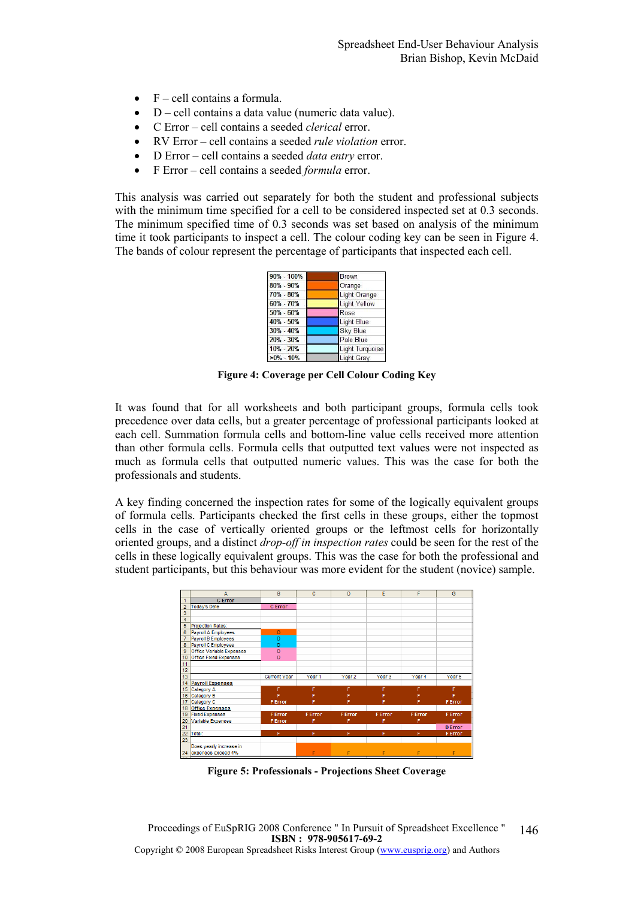- F – cell contains a formula.
- D – cell contains a data value (numeric data value).
- C Error – cell contains a seeded *clerical* error.
- RV Error – cell contains a seeded *rule violation* error.
- D Error – cell contains a seeded *data entry* error.
- F Error – cell contains a seeded *formula* error.

This analysis was carried out separately for both the student and professional subjects with the minimum time specified for a cell to be considered inspected set at 0.3 seconds. The minimum specified time of 0.3 seconds was set based on analysis of the minimum time it took participants to inspect a cell. The colour coding key can be seen in Figure 4. The bands of colour represent the percentage of participants that inspected each cell.

| Range | Colour |
|---|---|
| 90% - 100% | Brown |
| 80% - 90% | Orange |
| 70% - 80% | Light Orange |
| 60% - 70% | Light Yellow |
| 50% - 60% | Rose |
| 40% - 50% | Light Blue |
| 30% - 40% | Sky Blue |
| 20% - 30% | Pale Blue |
| 10% - 20% | Light Turquoise |
| >0% - 10% | Light Gray |

**Figure 4: Coverage per Cell Colour Coding Key**

It was found that for all worksheets and both participant groups, formula cells took precedence over data cells, but a greater percentage of professional participants looked at each cell. Summation formula cells and bottom-line value cells received more attention than other formula cells. Formula cells that outputted text values were not inspected as much as formula cells that outputted numeric values. This was the case for both the professionals and students.

A key finding concerned the inspection rates for some of the logically equivalent groups of formula cells. Participants checked the first cells in these groups, either the topmost cells in the case of vertically oriented groups or the leftmost cells for horizontally oriented groups, and a distinct *drop-off in inspection rates* could be seen for the rest of the cells in these logically equivalent groups. This was the case for both the professional and student participants, but this behaviour was more evident for the student (novice) sample.

| | A | B | C | D | E | F | G |
|---|---|---|---|---|---|---|---|
| 1 | C Error | | | | | | |
| 2 | Today's Date | C Error | | | | | |
| 3 | | | | | | | |
| 4 | | | | | | | |
| 5 | Projection Rates: | | | | | | |
| 6 | Payroll A Employees | D | | | | | |
| 7 | Payroll B Employees | D | | | | | |
| 8 | Payroll C Employees | D | | | | | |
| 9 | Office Variable Expenses | D | | | | | |
| 10 | Office Fixed Expenses | D | | | | | |
| 11 | | | | | | | |
| 12 | | | | | | | |
| 13 | | Current Year | Year 1 | Year 2 | Year 3 | Year 4 | Year 5 |
| 14 | Payroll Expenses | | | | | | |
| 15 | Category A | F | F | F | F | F | F |
| 16 | Category B | F | F | F | F | F | F |
| 17 | Category C | F Error | F | F | F | F | F Error |
| 18 | Office Expenses | | | | | | |
| 19 | Fixed Expenses | F Error | F Error | F Error | F Error | F Error | F Error |
| 20 | Variable Expenses | F Error | F | F | F | F | F |
| 21 | | | | | | | D Error |
| 22 | Total: | F | F | F | F | F | F Error |
| 23 | | | | | | | |
| 24 | Does yearly increase in expenses exceed 4% | | F | F | F | F | F |

**Figure 5: Professionals - Projections Sheet Coverage**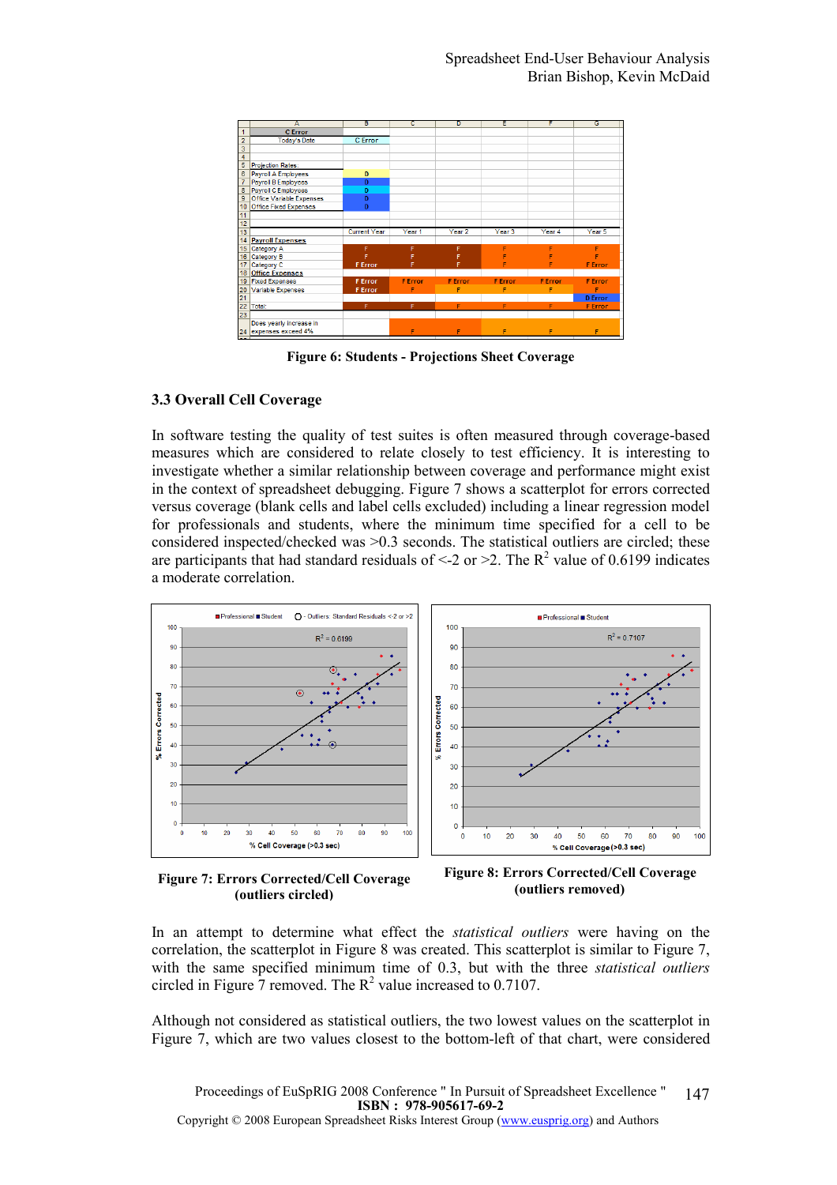Figure 6: Students - Projections Sheet Coverage

### 3.3 Overall Cell Coverage

In software testing the quality of test suites is often measured through coverage-based measures which are considered to relate closely to test efficiency. It is interesting to investigate whether a similar relationship between coverage and performance might exist in the context of spreadsheet debugging. Figure 7 shows a scatterplot for errors corrected versus coverage (blank cells and label cells excluded) including a linear regression model for professionals and students, where the minimum time specified for a cell to be considered inspected/checked was >0.3 seconds. The statistical outliers are circled; these are participants that had standard residuals of <-2 or >2. The $R^2$ value of 0.6199 indicates a moderate correlation.

**Figure 7: Errors Corrected/Cell Coverage (outliers circled)**

**Figure 8: Errors Corrected/Cell Coverage (outliers removed)**

In an attempt to determine what effect the *statistical outliers* were having on the correlation, the scatterplot in Figure 8 was created. This scatterplot is similar to Figure 7, with the same specified minimum time of 0.3, but with the three *statistical outliers* circled in Figure 7 removed. The $R^2$ value increased to 0.7107.

Although not considered as statistical outliers, the two lowest values on the scatterplot in Figure 7, which are two values closest to the bottom-left of that chart, were considered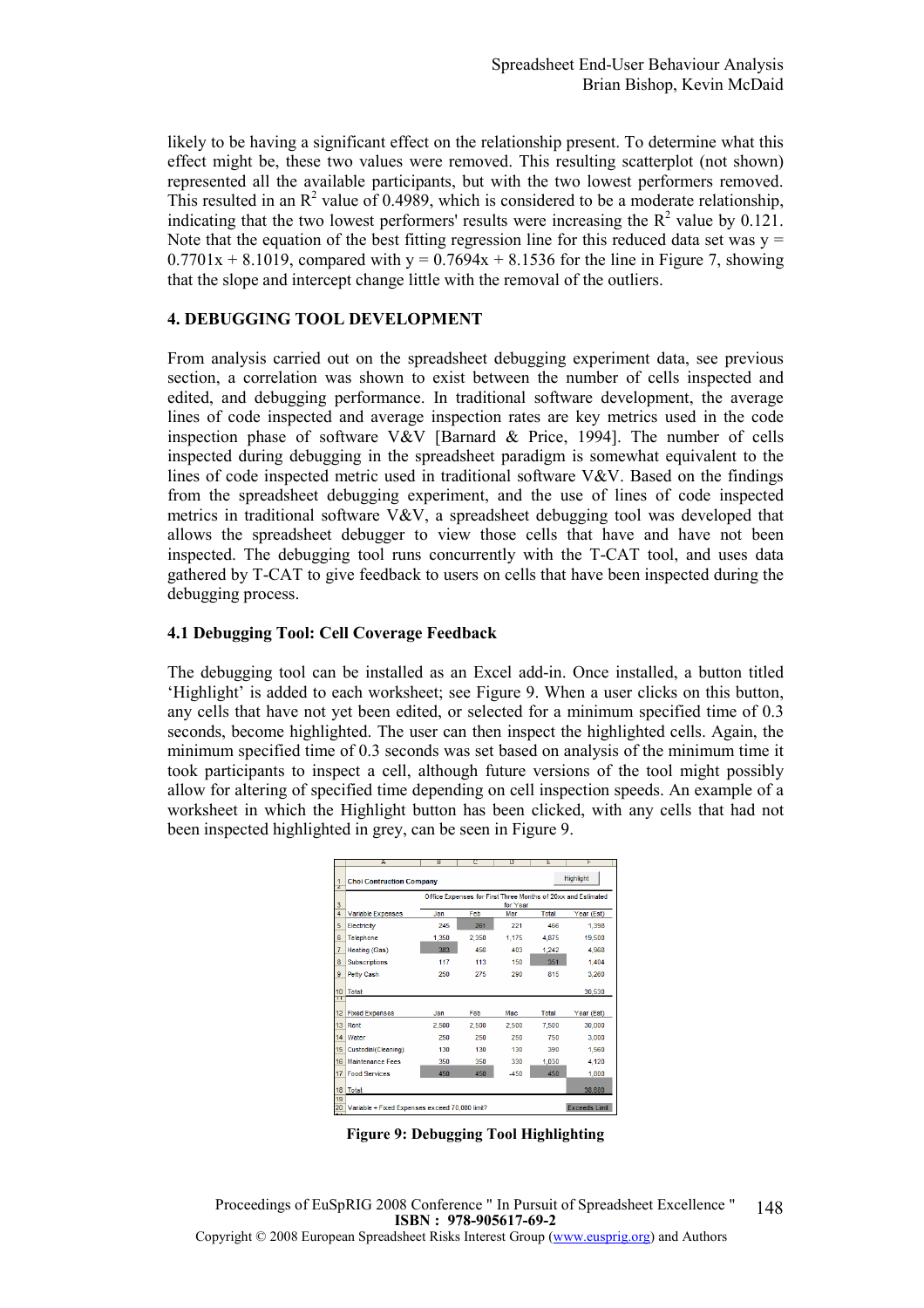likely to be having a significant effect on the relationship present. To determine what this effect might be, these two values were removed. This resulting scatterplot (not shown) represented all the available participants, but with the two lowest performers removed. This resulted in an $R^2$ value of 0.4989, which is considered to be a moderate relationship, indicating that the two lowest performers' results were increasing the $R^2$ value by 0.121. Note that the equation of the best fitting regression line for this reduced data set was $y = 0.7701x + 8.1019$, compared with $y = 0.7694x + 8.1536$ for the line in Figure 7, showing that the slope and intercept change little with the removal of the outliers.

## 4. DEBUGGING TOOL DEVELOPMENT

From analysis carried out on the spreadsheet debugging experiment data, see previous section, a correlation was shown to exist between the number of cells inspected and edited, and debugging performance. In traditional software development, the average lines of code inspected and average inspection rates are key metrics used in the code inspection phase of software V&V [Barnard & Price, 1994]. The number of cells inspected during debugging in the spreadsheet paradigm is somewhat equivalent to the lines of code inspected metric used in traditional software V&V. Based on the findings from the spreadsheet debugging experiment, and the use of lines of code inspected metrics in traditional software V&V, a spreadsheet debugging tool was developed that allows the spreadsheet debugger to view those cells that have and have not been inspected. The debugging tool runs concurrently with the T-CAT tool, and uses data gathered by T-CAT to give feedback to users on cells that have been inspected during the debugging process.

### 4.1 Debugging Tool: Cell Coverage Feedback

The debugging tool can be installed as an Excel add-in. Once installed, a button titled 'Highlight' is added to each worksheet; see Figure 9. When a user clicks on this button, any cells that have not yet been edited, or selected for a minimum specified time of 0.3 seconds, become highlighted. The user can then inspect the highlighted cells. Again, the minimum specified time of 0.3 seconds was set based on analysis of the minimum time it took participants to inspect a cell, although future versions of the tool might possibly allow for altering of specified time depending on cell inspection speeds. An example of a worksheet in which the Highlight button has been clicked, with any cells that had not been inspected highlighted in grey, can be seen in Figure 9.

| | A | B | C | D | E | F |
|---|---|---|---|---|---|---|
| 1 | Choi Contruction Company | | | | Highlight | |
| 3 | | Office Expenses for First Three Months of 20xx and Estimated for Year | | | | |
| 4 | Variable Expenses | Jan | Feb | Mar | Total | Year (Est) |
| 5 | Electricity | 245 | 261 | 221 | 466 | 1,398 |
| 6 | Telephone | 1,350 | 2,350 | 1,175 | 4,875 | 19,500 |
| 7 | Heating (Gas) | 383 | 456 | 403 | 1,242 | 4,968 |
| 8 | Subscriptions | 117 | 113 | 150 | 351 | 1,404 |
| 9 | Petty Cash | 250 | 275 | 290 | 815 | 3,260 |
| 10 | Total | | | | | 30,530 |
| 12 | Fixed Expenses | Jan | Feb | Mar | Total | Year (Est) |
| 13 | Rent | 2,500 | 2,500 | 2,500 | 7,500 | 30,000 |
| 14 | Water | 250 | 250 | 250 | 750 | 3,000 |
| 15 | Custodial(Cleaning) | 130 | 130 | 130 | 390 | 1,560 |
| 16 | Maintenance Fees | 350 | 350 | 330 | 1,030 | 4,120 |
| 17 | Food Services | 450 | 450 | -450 | 450 | 1,800 |
| 18 | Total | | | | | 38,880 |
| 20 | Variable + Fixed Expenses exceed 70,000 limit? | | | | | Exceeds Limit |

**Figure 9: Debugging Tool Highlighting**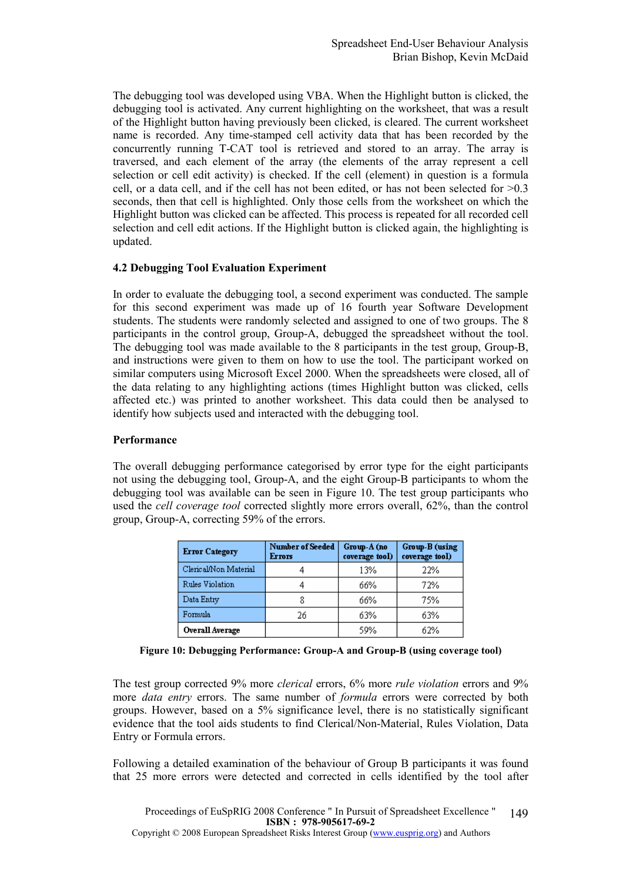The debugging tool was developed using VBA. When the Highlight button is clicked, the debugging tool is activated. Any current highlighting on the worksheet, that was a result of the Highlight button having previously been clicked, is cleared. The current worksheet name is recorded. Any time-stamped cell activity data that has been recorded by the concurrently running T-CAT tool is retrieved and stored to an array. The array is traversed, and each element of the array (the elements of the array represent a cell selection or cell edit activity) is checked. If the cell (element) in question is a formula cell, or a data cell, and if the cell has not been edited, or has not been selected for >0.3 seconds, then that cell is highlighted. Only those cells from the worksheet on which the Highlight button was clicked can be affected. This process is repeated for all recorded cell selection and cell edit actions. If the Highlight button is clicked again, the highlighting is updated.

### 4.2 Debugging Tool Evaluation Experiment

In order to evaluate the debugging tool, a second experiment was conducted. The sample for this second experiment was made up of 16 fourth year Software Development students. The students were randomly selected and assigned to one of two groups. The 8 participants in the control group, Group-A, debugged the spreadsheet without the tool. The debugging tool was made available to the 8 participants in the test group, Group-B, and instructions were given to them on how to use the tool. The participant worked on similar computers using Microsoft Excel 2000. When the spreadsheets were closed, all of the data relating to any highlighting actions (times Highlight button was clicked, cells affected etc.) was printed to another worksheet. This data could then be analysed to identify how subjects used and interacted with the debugging tool.

#### Performance

The overall debugging performance categorised by error type for the eight participants not using the debugging tool, Group-A, and the eight Group-B participants to whom the debugging tool was available can be seen in Figure 10. The test group participants who used the *cell coverage tool* corrected slightly more errors overall, 62%, than the control group, Group-A, correcting 59% of the errors.

| Error Category | Number of Seeded Errors | Group-A (no coverage tool) | Group-B (using coverage tool) |
|---|---|---|---|
| Clerical/Non Material | 4 | 13% | 22% |
| Rules Violation | 4 | 66% | 72% |
| Data Entry | 8 | 66% | 75% |
| Formula | 26 | 63% | 63% |
| **Overall Average** | | 59% | 62% |

**Figure 10: Debugging Performance: Group-A and Group-B (using coverage tool)**

The test group corrected 9% more *clerical* errors, 6% more *rule violation* errors and 9% more *data entry* errors. The same number of *formula* errors were corrected by both groups. However, based on a 5% significance level, there is no statistically significant evidence that the tool aids students to find Clerical/Non-Material, Rules Violation, Data Entry or Formula errors.

Following a detailed examination of the behaviour of Group B participants it was found that 25 more errors were detected and corrected in cells identified by the tool after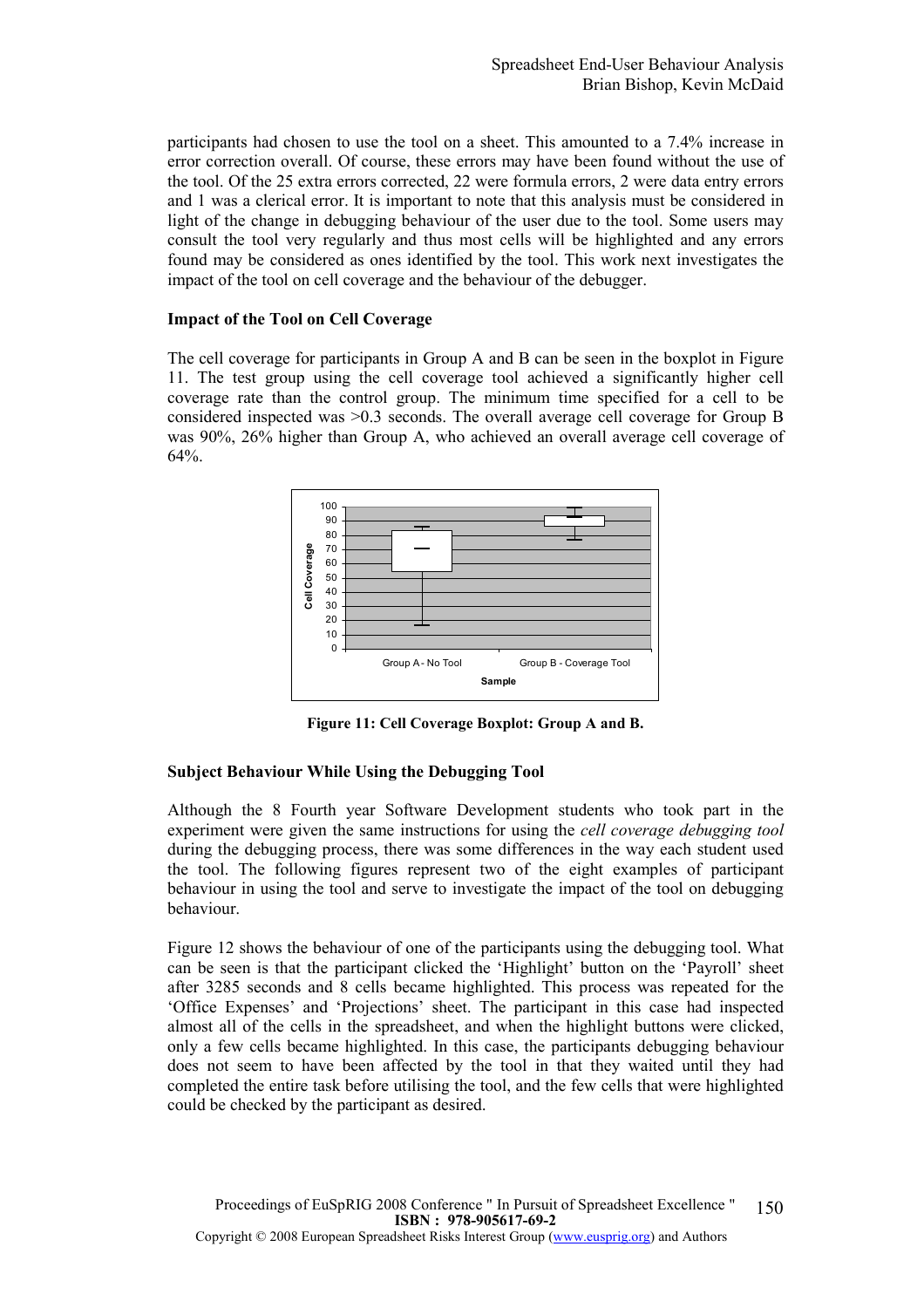participants had chosen to use the tool on a sheet. This amounted to a 7.4% increase in error correction overall. Of course, these errors may have been found without the use of the tool. Of the 25 extra errors corrected, 22 were formula errors, 2 were data entry errors and 1 was a clerical error. It is important to note that this analysis must be considered in light of the change in debugging behaviour of the user due to the tool. Some users may consult the tool very regularly and thus most cells will be highlighted and any errors found may be considered as ones identified by the tool. This work next investigates the impact of the tool on cell coverage and the behaviour of the debugger.

**Impact of the Tool on Cell Coverage**

The cell coverage for participants in Group A and B can be seen in the boxplot in Figure 11. The test group using the cell coverage tool achieved a significantly higher cell coverage rate than the control group. The minimum time specified for a cell to be considered inspected was >0.3 seconds. The overall average cell coverage for Group B was 90%, 26% higher than Group A, who achieved an overall average cell coverage of 64%.

**Figure 11: Cell Coverage Boxplot: Group A and B.**

**Subject Behaviour While Using the Debugging Tool**

Although the 8 Fourth year Software Development students who took part in the experiment were given the same instructions for using the *cell coverage debugging tool* during the debugging process, there was some differences in the way each student used the tool. The following figures represent two of the eight examples of participant behaviour in using the tool and serve to investigate the impact of the tool on debugging behaviour.

Figure 12 shows the behaviour of one of the participants using the debugging tool. What can be seen is that the participant clicked the 'Highlight' button on the 'Payroll' sheet after 3285 seconds and 8 cells became highlighted. This process was repeated for the 'Office Expenses' and 'Projections' sheet. The participant in this case had inspected almost all of the cells in the spreadsheet, and when the highlight buttons were clicked, only a few cells became highlighted. In this case, the participants debugging behaviour does not seem to have been affected by the tool in that they waited until they had completed the entire task before utilising the tool, and the few cells that were highlighted could be checked by the participant as desired.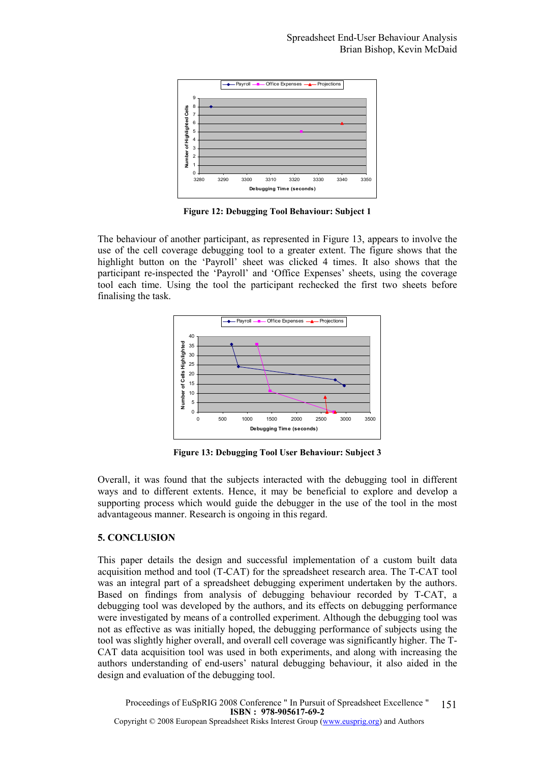Figure 12: Debugging Tool Behaviour: Subject 1

The behaviour of another participant, as represented in Figure 13, appears to involve the use of the cell coverage debugging tool to a greater extent. The figure shows that the highlight button on the 'Payroll' sheet was clicked 4 times. It also shows that the participant re-inspected the 'Payroll' and 'Office Expenses' sheets, using the coverage tool each time. Using the tool the participant rechecked the first two sheets before finalising the task.

Figure 13: Debugging Tool User Behaviour: Subject 3

Overall, it was found that the subjects interacted with the debugging tool in different ways and to different extents. Hence, it may be beneficial to explore and develop a supporting process which would guide the debugger in the use of the tool in the most advantageous manner. Research is ongoing in this regard.

## 5. CONCLUSION

This paper details the design and successful implementation of a custom built data acquisition method and tool (T-CAT) for the spreadsheet research area. The T-CAT tool was an integral part of a spreadsheet debugging experiment undertaken by the authors. Based on findings from analysis of debugging behaviour recorded by T-CAT, a debugging tool was developed by the authors, and its effects on debugging performance were investigated by means of a controlled experiment. Although the debugging tool was not as effective as was initially hoped, the debugging performance of subjects using the tool was slightly higher overall, and overall cell coverage was significantly higher. The T-CAT data acquisition tool was used in both experiments, and along with increasing the authors understanding of end-users' natural debugging behaviour, it also aided in the design and evaluation of the debugging tool.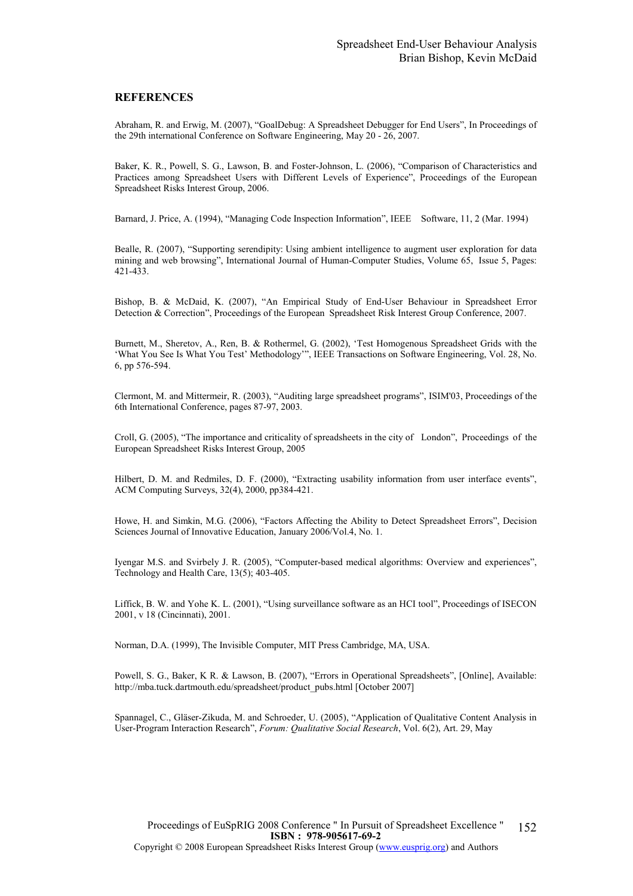## REFERENCES

Abraham, R. and Erwig, M. (2007), "GoalDebug: A Spreadsheet Debugger for End Users", In Proceedings of the 29th international Conference on Software Engineering, May 20 - 26, 2007.

Baker, K. R., Powell, S. G., Lawson, B. and Foster-Johnson, L. (2006), "Comparison of Characteristics and Practices among Spreadsheet Users with Different Levels of Experience", Proceedings of the European Spreadsheet Risks Interest Group, 2006.

Barnard, J. Price, A. (1994), "Managing Code Inspection Information", IEEE Software, 11, 2 (Mar. 1994)

Bealle, R. (2007), "Supporting serendipity: Using ambient intelligence to augment user exploration for data mining and web browsing", International Journal of Human-Computer Studies, Volume 65, Issue 5, Pages: 421-433.

Bishop, B. & McDaid, K. (2007), "An Empirical Study of End-User Behaviour in Spreadsheet Error Detection & Correction", Proceedings of the European Spreadsheet Risk Interest Group Conference, 2007.

Burnett, M., Sheretov, A., Ren, B. & Rothermel, G. (2002), 'Test Homogenous Spreadsheet Grids with the 'What You See Is What You Test' Methodology'", IEEE Transactions on Software Engineering, Vol. 28, No. 6, pp 576-594.

Clermont, M. and Mittermeir, R. (2003), "Auditing large spreadsheet programs", ISIM'03, Proceedings of the 6th International Conference, pages 87-97, 2003.

Croll, G. (2005), "The importance and criticality of spreadsheets in the city of London", Proceedings of the European Spreadsheet Risks Interest Group, 2005

Hilbert, D. M. and Redmiles, D. F. (2000), "Extracting usability information from user interface events", ACM Computing Surveys, 32(4), 2000, pp384-421.

Howe, H. and Simkin, M.G. (2006), "Factors Affecting the Ability to Detect Spreadsheet Errors", Decision Sciences Journal of Innovative Education, January 2006/Vol.4, No. 1.

Iyengar M.S. and Svirbely J. R. (2005), "Computer-based medical algorithms: Overview and experiences", Technology and Health Care, 13(5); 403-405.

Liffick, B. W. and Yohe K. L. (2001), "Using surveillance software as an HCI tool", Proceedings of ISECON 2001, v 18 (Cincinnati), 2001.

Norman, D.A. (1999), The Invisible Computer, MIT Press Cambridge, MA, USA.

Powell, S. G., Baker, K R. & Lawson, B. (2007), "Errors in Operational Spreadsheets", [Online], Available: http://mba.tuck.dartmouth.edu/spreadsheet/product_pubs.html [October 2007]

Spannagel, C., Gläser-Zikuda, M. and Schroeder, U. (2005), "Application of Qualitative Content Analysis in User-Program Interaction Research", *Forum: Qualitative Social Research*, Vol. 6(2), Art. 29, May